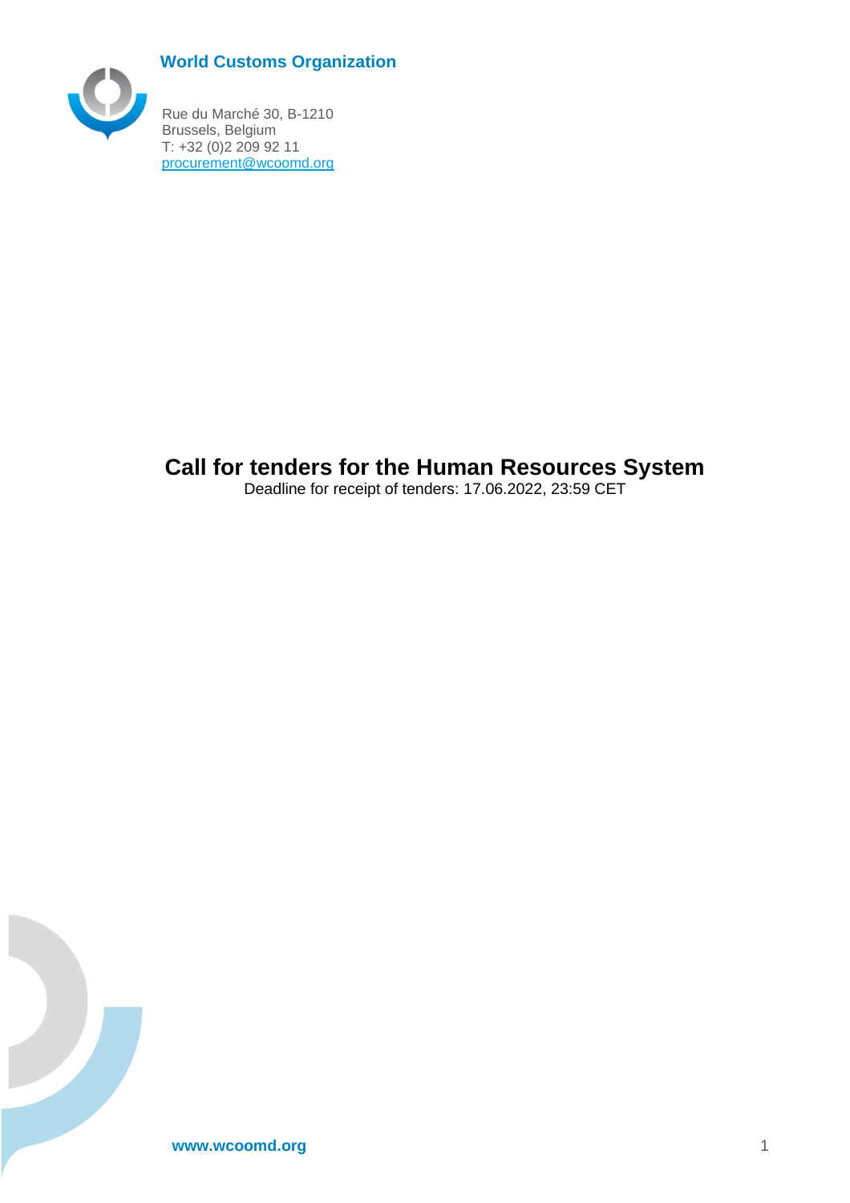**World Customs Organization**

Rue du Marché 30, B-1210
Brussels, Belgium
T: +32 (0)2 209 92 11
procurement@wcoomd.org

# Call for tenders for the Human Resources System

Deadline for receipt of tenders: 17.06.2022, 23:59 CET

www.wcoomd.org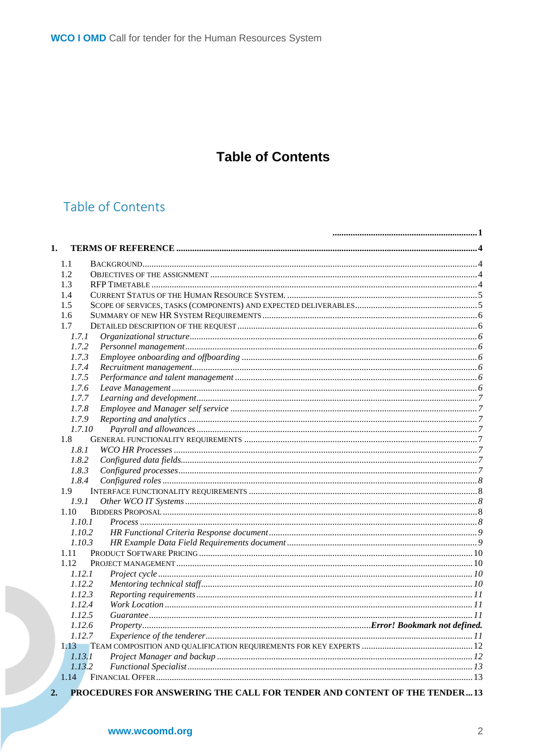# Table of Contents

## Table of Contents

.................................................................. 1

**1. TERMS OF REFERENCE ........................................................ 4**

- 1.1 BACKGROUND ........................................................ 4
- 1.2 OBJECTIVES OF THE ASSIGNMENT ........................................................ 4
- 1.3 RFP TIMETABLE ........................................................ 4
- 1.4 CURRENT STATUS OF THE HUMAN RESOURCE SYSTEM. ........................................................ 5
- 1.5 SCOPE OF SERVICES, TASKS (COMPONENTS) AND EXPECTED DELIVERABLES ........................................................ 5
- 1.6 SUMMARY OF NEW HR SYSTEM REQUIREMENTS ........................................................ 6
- 1.7 DETAILED DESCRIPTION OF THE REQUEST ........................................................ 6
  - *1.7.1 Organizational structure ........................................................ 6*
  - *1.7.2 Personnel management ........................................................ 6*
  - *1.7.3 Employee onboarding and offboarding ........................................................ 6*
  - *1.7.4 Recruitment management ........................................................ 6*
  - *1.7.5 Performance and talent management ........................................................ 6*
  - *1.7.6 Leave Management ........................................................ 6*
  - *1.7.7 Learning and development ........................................................ 7*
  - *1.7.8 Employee and Manager self service ........................................................ 7*
  - *1.7.9 Reporting and analytics ........................................................ 7*
  - *1.7.10 Payroll and allowances ........................................................ 7*
- 1.8 GENERAL FUNCTIONALITY REQUIREMENTS ........................................................ 7
  - *1.8.1 WCO HR Processes ........................................................ 7*
  - *1.8.2 Configured data fields ........................................................ 7*
  - *1.8.3 Configured processes ........................................................ 7*
  - *1.8.4 Configured roles ........................................................ 8*
- 1.9 INTERFACE FUNCTIONALITY REQUIREMENTS ........................................................ 8
  - *1.9.1 Other WCO IT Systems ........................................................ 8*
- 1.10 BIDDERS PROPOSAL ........................................................ 8
  - *1.10.1 Process ........................................................ 8*
  - *1.10.2 HR Functional Criteria Response document ........................................................ 9*
  - *1.10.3 HR Example Data Field Requirements document ........................................................ 9*
- 1.11 PRODUCT SOFTWARE PRICING ........................................................ 10
- 1.12 PROJECT MANAGEMENT ........................................................ 10
  - *1.12.1 Project cycle ........................................................ 10*
  - *1.12.2 Mentoring technical staff ........................................................ 10*
  - *1.12.3 Reporting requirements ........................................................ 11*
  - *1.12.4 Work Location ........................................................ 11*
  - *1.12.5 Guarantee ........................................................ 11*
  - *1.12.6 Property ........................................................ **Error! Bookmark not defined.***
  - *1.12.7 Experience of the tenderer ........................................................ 11*
- 1.13 TEAM COMPOSITION AND QUALIFICATION REQUIREMENTS FOR KEY EXPERTS ........................................................ 12
  - *1.13.1 Project Manager and backup ........................................................ 12*
  - *1.13.2 Functional Specialist ........................................................ 13*
- 1.14 FINANCIAL OFFER ........................................................ 13

**2. PROCEDURES FOR ANSWERING THE CALL FOR TENDER AND CONTENT OF THE TENDER ... 13**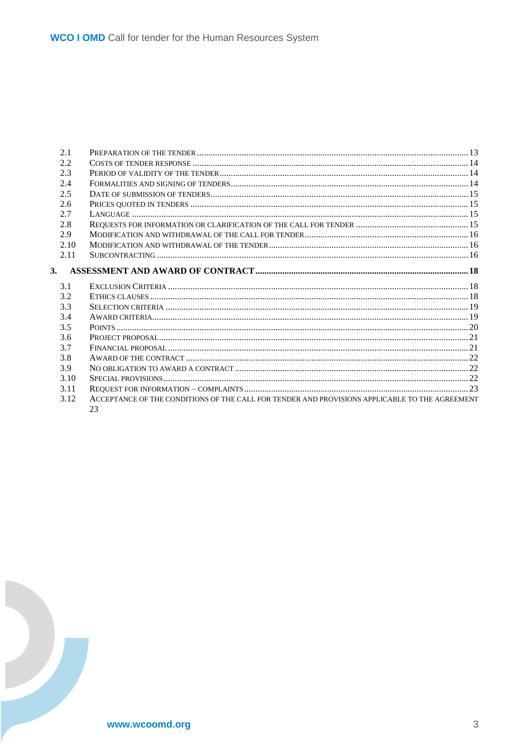2.1 Preparation of the tender ........................................................................................................ 13
2.2 Costs of tender response .......................................................................................................... 14
2.3 Period of validity of the tender .................................................................................................. 14
2.4 Formalities and signing of tenders ............................................................................................ 14
2.5 Date of submission of tenders .................................................................................................. 15
2.6 Prices quoted in tenders ........................................................................................................... 15
2.7 Language ................................................................................................................................. 15
2.8 Requests for information or clarification of the call for tender ................................................... 15
2.9 Modification and withdrawal of the call for tender ..................................................................... 16
2.10 Modification and withdrawal of the tender ................................................................................ 16
2.11 Subcontracting ......................................................................................................................... 16

**3. ASSESSMENT AND AWARD OF CONTRACT ........................................................................... 18**

3.1 Exclusion Criteria ..................................................................................................................... 18
3.2 Ethics clauses .......................................................................................................................... 18
3.3 Selection criteria ...................................................................................................................... 19
3.4 Award criteria ........................................................................................................................... 19
3.5 Points ....................................................................................................................................... 20
3.6 Project proposal ........................................................................................................................ 21
3.7 Financial proposal ..................................................................................................................... 21
3.8 Award of the contract ................................................................................................................ 22
3.9 No obligation to award a contract .............................................................................................. 22
3.10 Special provisions ..................................................................................................................... 22
3.11 Request for information – complaints ......................................................................................... 23
3.12 Acceptance of the conditions of the call for tender and provisions applicable to the agreement 23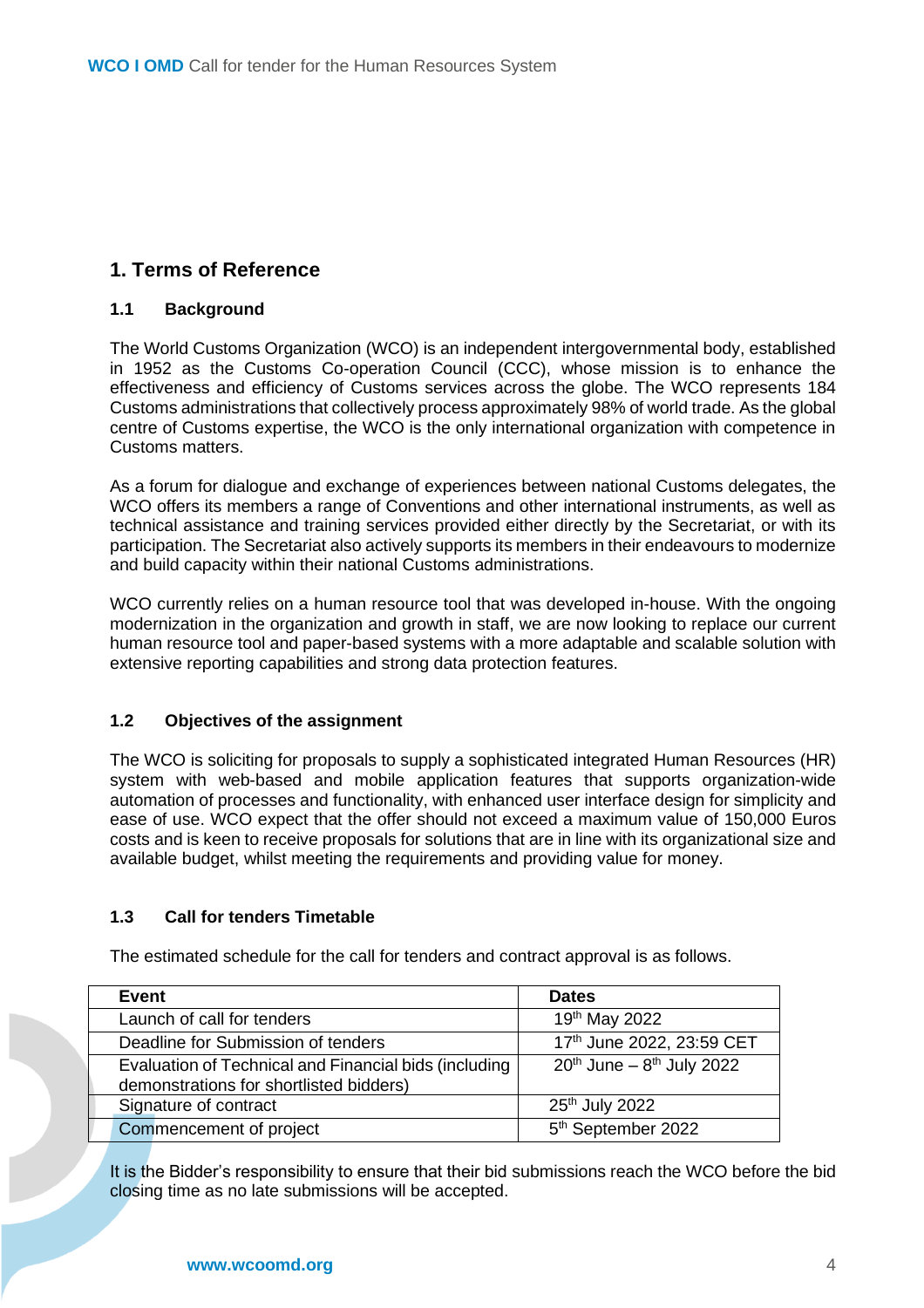# 1. Terms of Reference

## 1.1 Background

The World Customs Organization (WCO) is an independent intergovernmental body, established in 1952 as the Customs Co-operation Council (CCC), whose mission is to enhance the effectiveness and efficiency of Customs services across the globe. The WCO represents 184 Customs administrations that collectively process approximately 98% of world trade. As the global centre of Customs expertise, the WCO is the only international organization with competence in Customs matters.

As a forum for dialogue and exchange of experiences between national Customs delegates, the WCO offers its members a range of Conventions and other international instruments, as well as technical assistance and training services provided either directly by the Secretariat, or with its participation. The Secretariat also actively supports its members in their endeavours to modernize and build capacity within their national Customs administrations.

WCO currently relies on a human resource tool that was developed in-house. With the ongoing modernization in the organization and growth in staff, we are now looking to replace our current human resource tool and paper-based systems with a more adaptable and scalable solution with extensive reporting capabilities and strong data protection features.

## 1.2 Objectives of the assignment

The WCO is soliciting for proposals to supply a sophisticated integrated Human Resources (HR) system with web-based and mobile application features that supports organization-wide automation of processes and functionality, with enhanced user interface design for simplicity and ease of use. WCO expect that the offer should not exceed a maximum value of 150,000 Euros costs and is keen to receive proposals for solutions that are in line with its organizational size and available budget, whilst meeting the requirements and providing value for money.

## 1.3 Call for tenders Timetable

The estimated schedule for the call for tenders and contract approval is as follows.

| Event | Dates |
|---|---|
| Launch of call for tenders | 19th May 2022 |
| Deadline for Submission of tenders | 17th June 2022, 23:59 CET |
| Evaluation of Technical and Financial bids (including demonstrations for shortlisted bidders) | 20th June – 8th July 2022 |
| Signature of contract | 25th July 2022 |
| Commencement of project | 5th September 2022 |

It is the Bidder's responsibility to ensure that their bid submissions reach the WCO before the bid closing time as no late submissions will be accepted.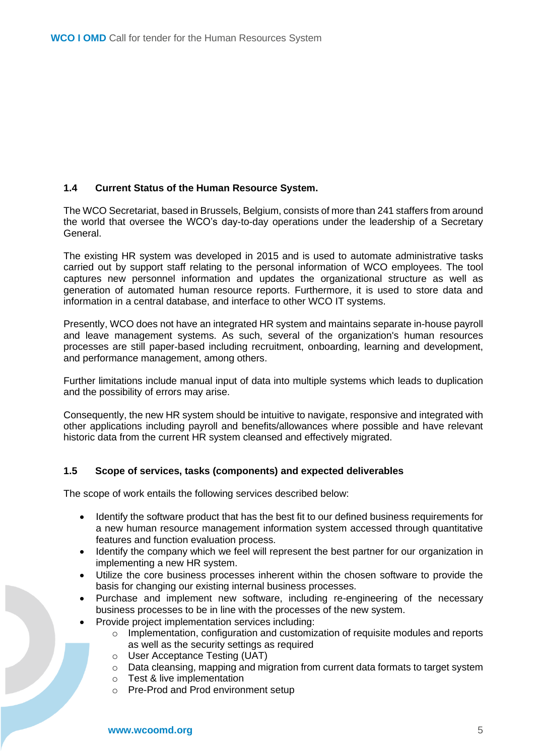### 1.4 Current Status of the Human Resource System.

The WCO Secretariat, based in Brussels, Belgium, consists of more than 241 staffers from around the world that oversee the WCO's day-to-day operations under the leadership of a Secretary General.

The existing HR system was developed in 2015 and is used to automate administrative tasks carried out by support staff relating to the personal information of WCO employees. The tool captures new personnel information and updates the organizational structure as well as generation of automated human resource reports. Furthermore, it is used to store data and information in a central database, and interface to other WCO IT systems.

Presently, WCO does not have an integrated HR system and maintains separate in-house payroll and leave management systems. As such, several of the organization's human resources processes are still paper-based including recruitment, onboarding, learning and development, and performance management, among others.

Further limitations include manual input of data into multiple systems which leads to duplication and the possibility of errors may arise.

Consequently, the new HR system should be intuitive to navigate, responsive and integrated with other applications including payroll and benefits/allowances where possible and have relevant historic data from the current HR system cleansed and effectively migrated.

### 1.5 Scope of services, tasks (components) and expected deliverables

The scope of work entails the following services described below:

- Identify the software product that has the best fit to our defined business requirements for a new human resource management information system accessed through quantitative features and function evaluation process.
- Identify the company which we feel will represent the best partner for our organization in implementing a new HR system.
- Utilize the core business processes inherent within the chosen software to provide the basis for changing our existing internal business processes.
- Purchase and implement new software, including re-engineering of the necessary business processes to be in line with the processes of the new system.
- Provide project implementation services including:
  - Implementation, configuration and customization of requisite modules and reports as well as the security settings as required
  - User Acceptance Testing (UAT)
  - Data cleansing, mapping and migration from current data formats to target system
  - Test & live implementation
  - Pre-Prod and Prod environment setup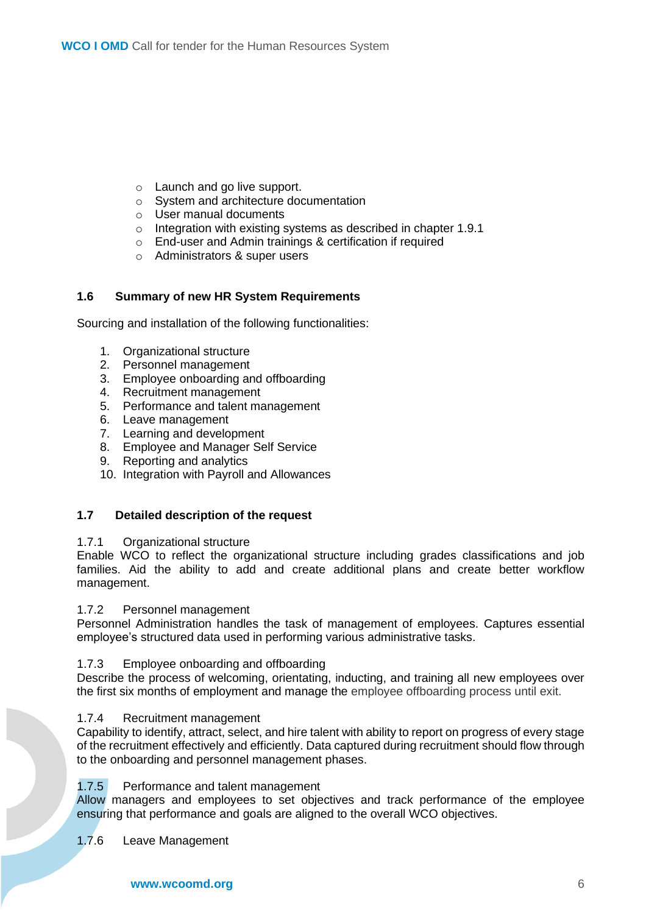- Launch and go live support.
- System and architecture documentation
- User manual documents
- Integration with existing systems as described in chapter 1.9.1
- End-user and Admin trainings & certification if required
- Administrators & super users

## 1.6 Summary of new HR System Requirements

Sourcing and installation of the following functionalities:

1. Organizational structure
2. Personnel management
3. Employee onboarding and offboarding
4. Recruitment management
5. Performance and talent management
6. Leave management
7. Learning and development
8. Employee and Manager Self Service
9. Reporting and analytics
10. Integration with Payroll and Allowances

## 1.7 Detailed description of the request

### 1.7.1 Organizational structure

Enable WCO to reflect the organizational structure including grades classifications and job families. Aid the ability to add and create additional plans and create better workflow management.

### 1.7.2 Personnel management

Personnel Administration handles the task of management of employees. Captures essential employee's structured data used in performing various administrative tasks.

### 1.7.3 Employee onboarding and offboarding

Describe the process of welcoming, orientating, inducting, and training all new employees over the first six months of employment and manage the employee offboarding process until exit.

### 1.7.4 Recruitment management

Capability to identify, attract, select, and hire talent with ability to report on progress of every stage of the recruitment effectively and efficiently. Data captured during recruitment should flow through to the onboarding and personnel management phases.

### 1.7.5 Performance and talent management

Allow managers and employees to set objectives and track performance of the employee ensuring that performance and goals are aligned to the overall WCO objectives.

### 1.7.6 Leave Management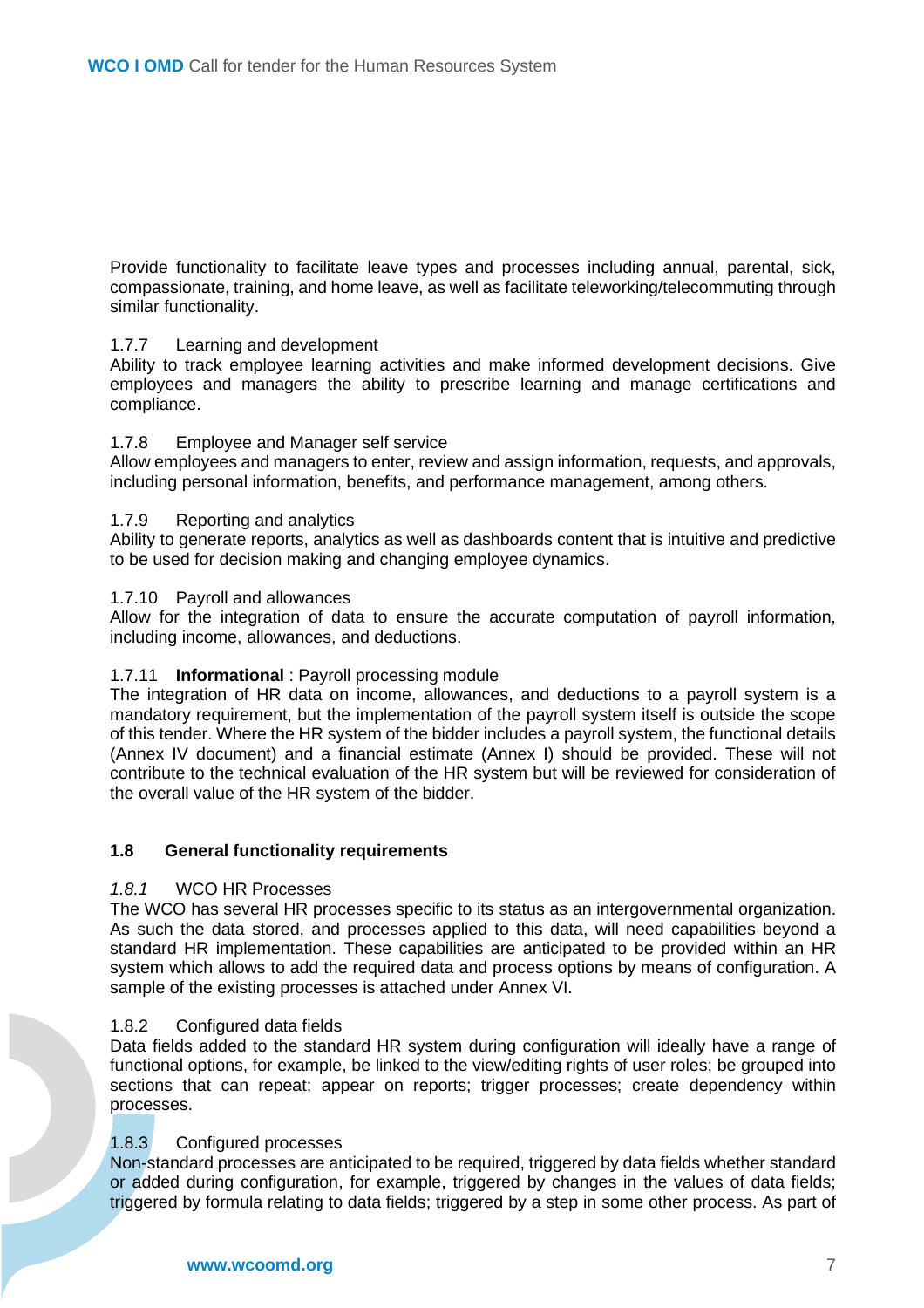Provide functionality to facilitate leave types and processes including annual, parental, sick, compassionate, training, and home leave, as well as facilitate teleworking/telecommuting through similar functionality.

#### 1.7.7 Learning and development

Ability to track employee learning activities and make informed development decisions. Give employees and managers the ability to prescribe learning and manage certifications and compliance.

#### 1.7.8 Employee and Manager self service

Allow employees and managers to enter, review and assign information, requests, and approvals, including personal information, benefits, and performance management, among others.

#### 1.7.9 Reporting and analytics

Ability to generate reports, analytics as well as dashboards content that is intuitive and predictive to be used for decision making and changing employee dynamics.

#### 1.7.10 Payroll and allowances

Allow for the integration of data to ensure the accurate computation of payroll information, including income, allowances, and deductions.

#### 1.7.11 **Informational** : Payroll processing module

The integration of HR data on income, allowances, and deductions to a payroll system is a mandatory requirement, but the implementation of the payroll system itself is outside the scope of this tender. Where the HR system of the bidder includes a payroll system, the functional details (Annex IV document) and a financial estimate (Annex I) should be provided. These will not contribute to the technical evaluation of the HR system but will be reviewed for consideration of the overall value of the HR system of the bidder.

### 1.8 General functionality requirements

#### *1.8.1* WCO HR Processes

The WCO has several HR processes specific to its status as an intergovernmental organization. As such the data stored, and processes applied to this data, will need capabilities beyond a standard HR implementation. These capabilities are anticipated to be provided within an HR system which allows to add the required data and process options by means of configuration. A sample of the existing processes is attached under Annex VI.

#### 1.8.2 Configured data fields

Data fields added to the standard HR system during configuration will ideally have a range of functional options, for example, be linked to the view/editing rights of user roles; be grouped into sections that can repeat; appear on reports; trigger processes; create dependency within processes.

#### 1.8.3 Configured processes

Non-standard processes are anticipated to be required, triggered by data fields whether standard or added during configuration, for example, triggered by changes in the values of data fields; triggered by formula relating to data fields; triggered by a step in some other process. As part of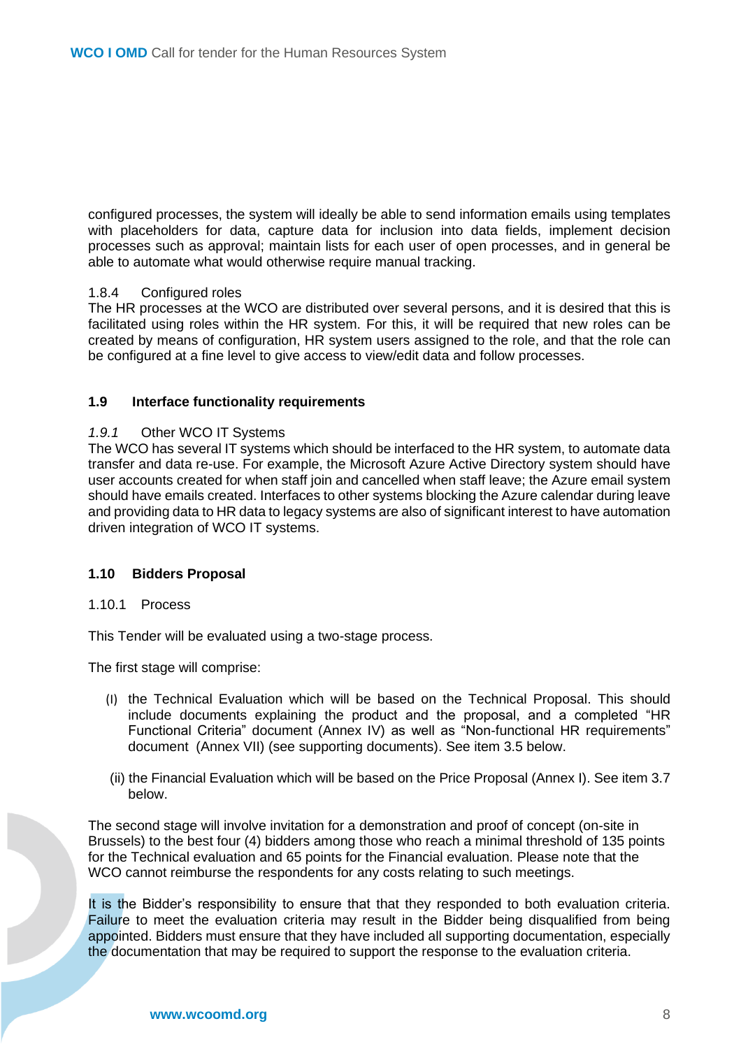configured processes, the system will ideally be able to send information emails using templates with placeholders for data, capture data for inclusion into data fields, implement decision processes such as approval; maintain lists for each user of open processes, and in general be able to automate what would otherwise require manual tracking.

#### 1.8.4 Configured roles

The HR processes at the WCO are distributed over several persons, and it is desired that this is facilitated using roles within the HR system. For this, it will be required that new roles can be created by means of configuration, HR system users assigned to the role, and that the role can be configured at a fine level to give access to view/edit data and follow processes.

### 1.9 Interface functionality requirements

#### *1.9.1* Other WCO IT Systems

The WCO has several IT systems which should be interfaced to the HR system, to automate data transfer and data re-use. For example, the Microsoft Azure Active Directory system should have user accounts created for when staff join and cancelled when staff leave; the Azure email system should have emails created. Interfaces to other systems blocking the Azure calendar during leave and providing data to HR data to legacy systems are also of significant interest to have automation driven integration of WCO IT systems.

### 1.10 Bidders Proposal

#### 1.10.1 Process

This Tender will be evaluated using a two-stage process.

The first stage will comprise:

(I) the Technical Evaluation which will be based on the Technical Proposal. This should include documents explaining the product and the proposal, and a completed "HR Functional Criteria" document (Annex IV) as well as "Non-functional HR requirements" document (Annex VII) (see supporting documents). See item 3.5 below.

(ii) the Financial Evaluation which will be based on the Price Proposal (Annex I). See item 3.7 below.

The second stage will involve invitation for a demonstration and proof of concept (on-site in Brussels) to the best four (4) bidders among those who reach a minimal threshold of 135 points for the Technical evaluation and 65 points for the Financial evaluation. Please note that the WCO cannot reimburse the respondents for any costs relating to such meetings.

It is the Bidder's responsibility to ensure that that they responded to both evaluation criteria. Failure to meet the evaluation criteria may result in the Bidder being disqualified from being appointed. Bidders must ensure that they have included all supporting documentation, especially the documentation that may be required to support the response to the evaluation criteria.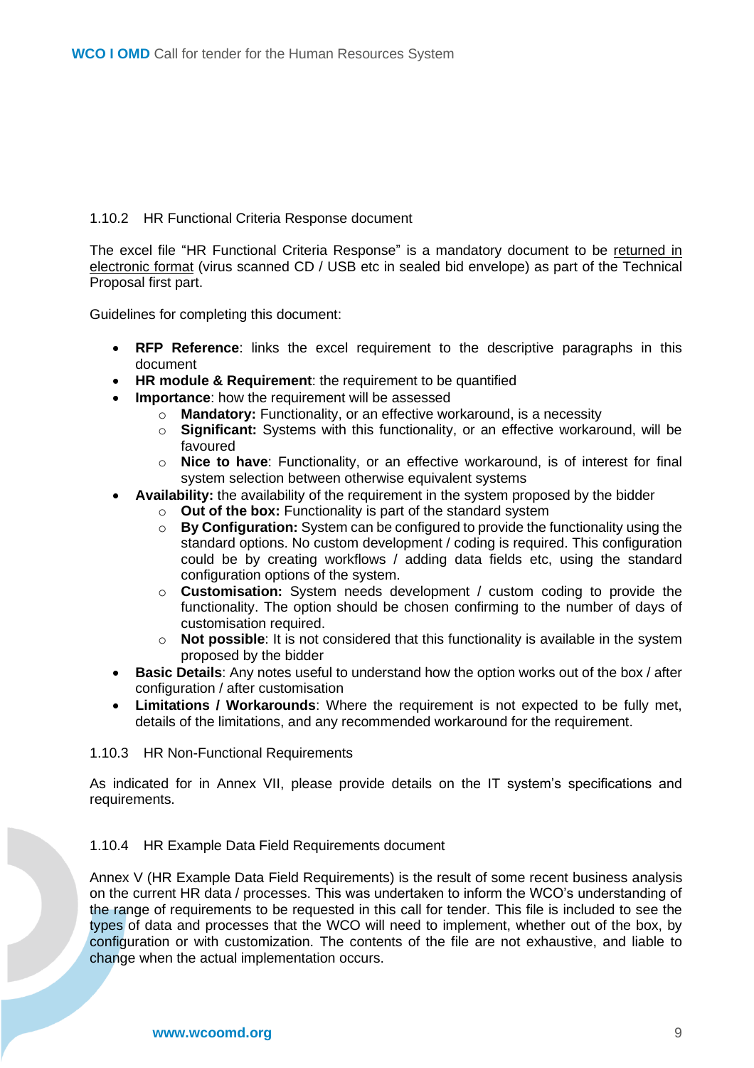### 1.10.2 HR Functional Criteria Response document

The excel file "HR Functional Criteria Response" is a mandatory document to be returned in electronic format (virus scanned CD / USB etc in sealed bid envelope) as part of the Technical Proposal first part.

Guidelines for completing this document:

- **RFP Reference**: links the excel requirement to the descriptive paragraphs in this document
- **HR module & Requirement**: the requirement to be quantified
- **Importance**: how the requirement will be assessed
  - **Mandatory:** Functionality, or an effective workaround, is a necessity
  - **Significant:** Systems with this functionality, or an effective workaround, will be favoured
  - **Nice to have**: Functionality, or an effective workaround, is of interest for final system selection between otherwise equivalent systems
- **Availability:** the availability of the requirement in the system proposed by the bidder
  - **Out of the box:** Functionality is part of the standard system
  - **By Configuration:** System can be configured to provide the functionality using the standard options. No custom development / coding is required. This configuration could be by creating workflows / adding data fields etc, using the standard configuration options of the system.
  - **Customisation:** System needs development / custom coding to provide the functionality. The option should be chosen confirming to the number of days of customisation required.
  - **Not possible**: It is not considered that this functionality is available in the system proposed by the bidder
- **Basic Details**: Any notes useful to understand how the option works out of the box / after configuration / after customisation
- **Limitations / Workarounds**: Where the requirement is not expected to be fully met, details of the limitations, and any recommended workaround for the requirement.

### 1.10.3 HR Non-Functional Requirements

As indicated for in Annex VII, please provide details on the IT system's specifications and requirements.

### 1.10.4 HR Example Data Field Requirements document

Annex V (HR Example Data Field Requirements) is the result of some recent business analysis on the current HR data / processes. This was undertaken to inform the WCO's understanding of the range of requirements to be requested in this call for tender. This file is included to see the types of data and processes that the WCO will need to implement, whether out of the box, by configuration or with customization. The contents of the file are not exhaustive, and liable to change when the actual implementation occurs.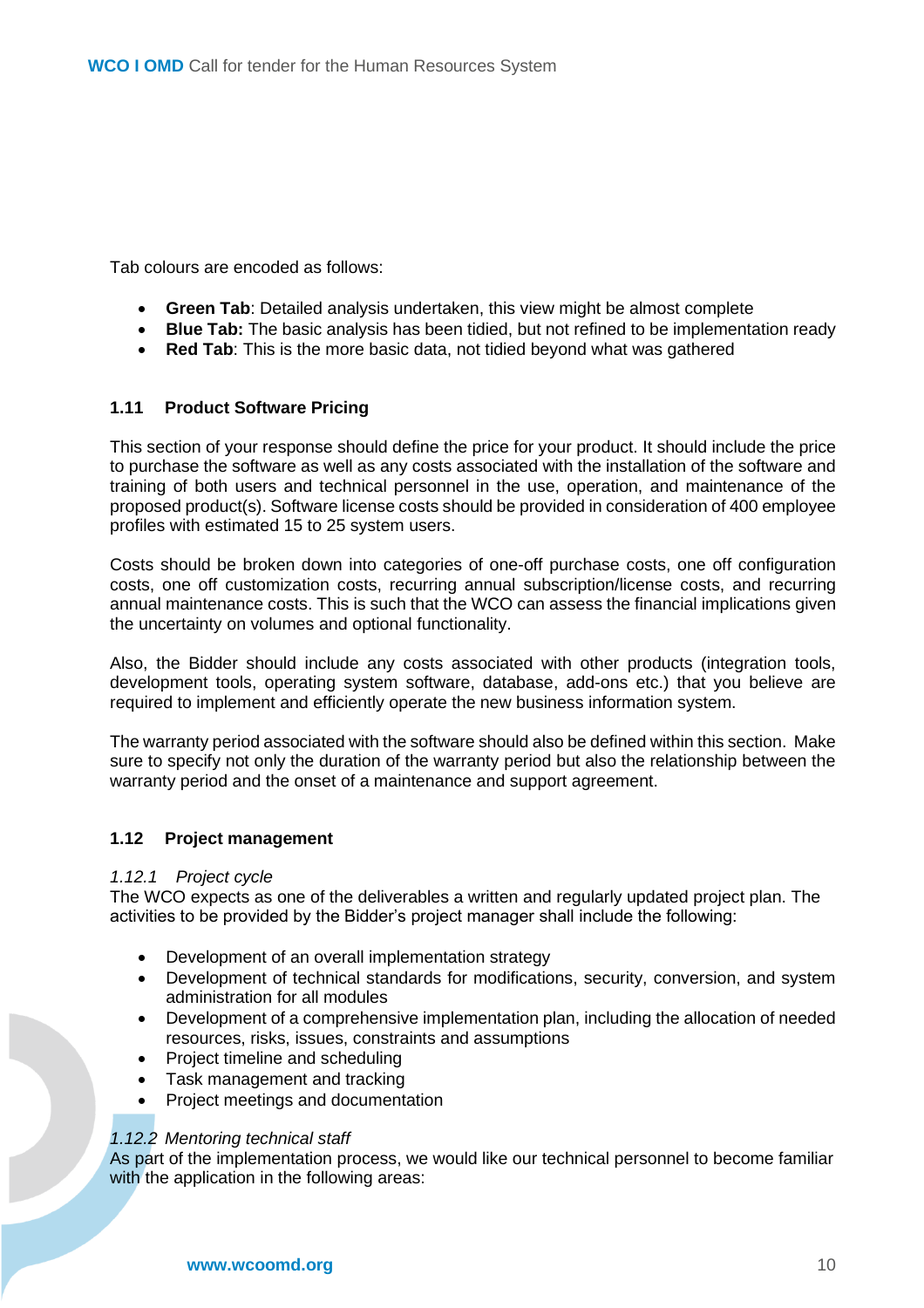Tab colours are encoded as follows:

- **Green Tab**: Detailed analysis undertaken, this view might be almost complete
- **Blue Tab:** The basic analysis has been tidied, but not refined to be implementation ready
- **Red Tab**: This is the more basic data, not tidied beyond what was gathered

### 1.11 Product Software Pricing

This section of your response should define the price for your product. It should include the price to purchase the software as well as any costs associated with the installation of the software and training of both users and technical personnel in the use, operation, and maintenance of the proposed product(s). Software license costs should be provided in consideration of 400 employee profiles with estimated 15 to 25 system users.

Costs should be broken down into categories of one-off purchase costs, one off configuration costs, one off customization costs, recurring annual subscription/license costs, and recurring annual maintenance costs. This is such that the WCO can assess the financial implications given the uncertainty on volumes and optional functionality.

Also, the Bidder should include any costs associated with other products (integration tools, development tools, operating system software, database, add-ons etc.) that you believe are required to implement and efficiently operate the new business information system.

The warranty period associated with the software should also be defined within this section. Make sure to specify not only the duration of the warranty period but also the relationship between the warranty period and the onset of a maintenance and support agreement.

### 1.12 Project management

#### *1.12.1 Project cycle*

The WCO expects as one of the deliverables a written and regularly updated project plan. The activities to be provided by the Bidder's project manager shall include the following:

- Development of an overall implementation strategy
- Development of technical standards for modifications, security, conversion, and system administration for all modules
- Development of a comprehensive implementation plan, including the allocation of needed resources, risks, issues, constraints and assumptions
- Project timeline and scheduling
- Task management and tracking
- Project meetings and documentation

#### *1.12.2 Mentoring technical staff*

As part of the implementation process, we would like our technical personnel to become familiar with the application in the following areas: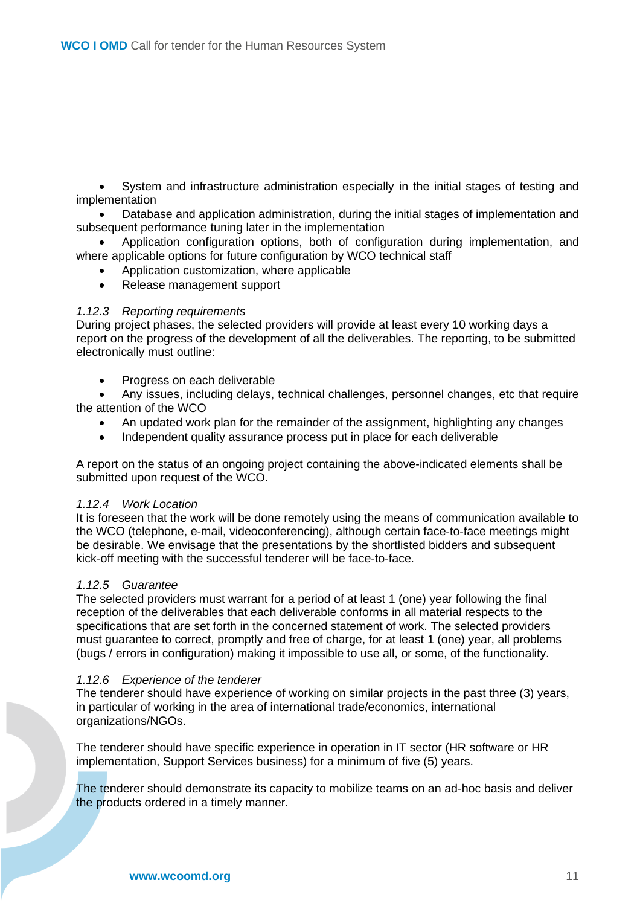- System and infrastructure administration especially in the initial stages of testing and implementation
- Database and application administration, during the initial stages of implementation and subsequent performance tuning later in the implementation
- Application configuration options, both of configuration during implementation, and where applicable options for future configuration by WCO technical staff
- Application customization, where applicable
- Release management support

#### *1.12.3 Reporting requirements*

During project phases, the selected providers will provide at least every 10 working days a report on the progress of the development of all the deliverables. The reporting, to be submitted electronically must outline:

- Progress on each deliverable
- Any issues, including delays, technical challenges, personnel changes, etc that require the attention of the WCO
- An updated work plan for the remainder of the assignment, highlighting any changes
- Independent quality assurance process put in place for each deliverable

A report on the status of an ongoing project containing the above-indicated elements shall be submitted upon request of the WCO.

#### *1.12.4 Work Location*

It is foreseen that the work will be done remotely using the means of communication available to the WCO (telephone, e-mail, videoconferencing), although certain face-to-face meetings might be desirable. We envisage that the presentations by the shortlisted bidders and subsequent kick-off meeting with the successful tenderer will be face-to-face.

#### *1.12.5 Guarantee*

The selected providers must warrant for a period of at least 1 (one) year following the final reception of the deliverables that each deliverable conforms in all material respects to the specifications that are set forth in the concerned statement of work. The selected providers must guarantee to correct, promptly and free of charge, for at least 1 (one) year, all problems (bugs / errors in configuration) making it impossible to use all, or some, of the functionality.

#### *1.12.6 Experience of the tenderer*

The tenderer should have experience of working on similar projects in the past three (3) years, in particular of working in the area of international trade/economics, international organizations/NGOs.

The tenderer should have specific experience in operation in IT sector (HR software or HR implementation, Support Services business) for a minimum of five (5) years.

The tenderer should demonstrate its capacity to mobilize teams on an ad-hoc basis and deliver the products ordered in a timely manner.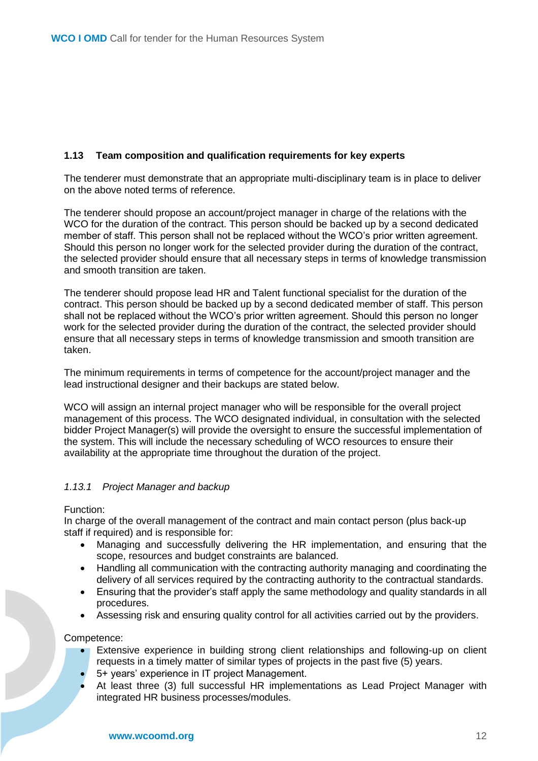### 1.13 Team composition and qualification requirements for key experts

The tenderer must demonstrate that an appropriate multi-disciplinary team is in place to deliver on the above noted terms of reference.

The tenderer should propose an account/project manager in charge of the relations with the WCO for the duration of the contract. This person should be backed up by a second dedicated member of staff. This person shall not be replaced without the WCO's prior written agreement. Should this person no longer work for the selected provider during the duration of the contract, the selected provider should ensure that all necessary steps in terms of knowledge transmission and smooth transition are taken.

The tenderer should propose lead HR and Talent functional specialist for the duration of the contract. This person should be backed up by a second dedicated member of staff. This person shall not be replaced without the WCO's prior written agreement. Should this person no longer work for the selected provider during the duration of the contract, the selected provider should ensure that all necessary steps in terms of knowledge transmission and smooth transition are taken.

The minimum requirements in terms of competence for the account/project manager and the lead instructional designer and their backups are stated below.

WCO will assign an internal project manager who will be responsible for the overall project management of this process. The WCO designated individual, in consultation with the selected bidder Project Manager(s) will provide the oversight to ensure the successful implementation of the system. This will include the necessary scheduling of WCO resources to ensure their availability at the appropriate time throughout the duration of the project.

#### *1.13.1 Project Manager and backup*

Function:
In charge of the overall management of the contract and main contact person (plus back-up staff if required) and is responsible for:

- Managing and successfully delivering the HR implementation, and ensuring that the scope, resources and budget constraints are balanced.
- Handling all communication with the contracting authority managing and coordinating the delivery of all services required by the contracting authority to the contractual standards.
- Ensuring that the provider's staff apply the same methodology and quality standards in all procedures.
- Assessing risk and ensuring quality control for all activities carried out by the providers.

Competence:

- Extensive experience in building strong client relationships and following-up on client requests in a timely matter of similar types of projects in the past five (5) years.
- 5+ years' experience in IT project Management.
- At least three (3) full successful HR implementations as Lead Project Manager with integrated HR business processes/modules.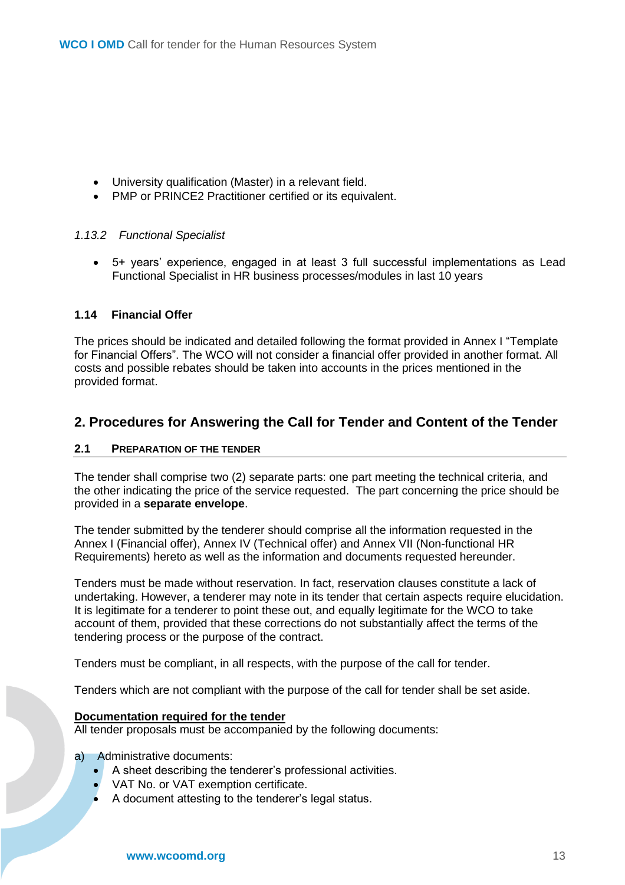- University qualification (Master) in a relevant field.
- PMP or PRINCE2 Practitioner certified or its equivalent.

#### *1.13.2 Functional Specialist*

- 5+ years' experience, engaged in at least 3 full successful implementations as Lead Functional Specialist in HR business processes/modules in last 10 years

### 1.14 Financial Offer

The prices should be indicated and detailed following the format provided in Annex I "Template for Financial Offers". The WCO will not consider a financial offer provided in another format. All costs and possible rebates should be taken into accounts in the prices mentioned in the provided format.

## 2. Procedures for Answering the Call for Tender and Content of the Tender

### 2.1 PREPARATION OF THE TENDER

The tender shall comprise two (2) separate parts: one part meeting the technical criteria, and the other indicating the price of the service requested. The part concerning the price should be provided in a **separate envelope**.

The tender submitted by the tenderer should comprise all the information requested in the Annex I (Financial offer), Annex IV (Technical offer) and Annex VII (Non-functional HR Requirements) hereto as well as the information and documents requested hereunder.

Tenders must be made without reservation. In fact, reservation clauses constitute a lack of undertaking. However, a tenderer may note in its tender that certain aspects require elucidation. It is legitimate for a tenderer to point these out, and equally legitimate for the WCO to take account of them, provided that these corrections do not substantially affect the terms of the tendering process or the purpose of the contract.

Tenders must be compliant, in all respects, with the purpose of the call for tender.

Tenders which are not compliant with the purpose of the call for tender shall be set aside.

**Documentation required for the tender**

All tender proposals must be accompanied by the following documents:

a) Administrative documents:
- A sheet describing the tenderer's professional activities.
- VAT No. or VAT exemption certificate.
- A document attesting to the tenderer's legal status.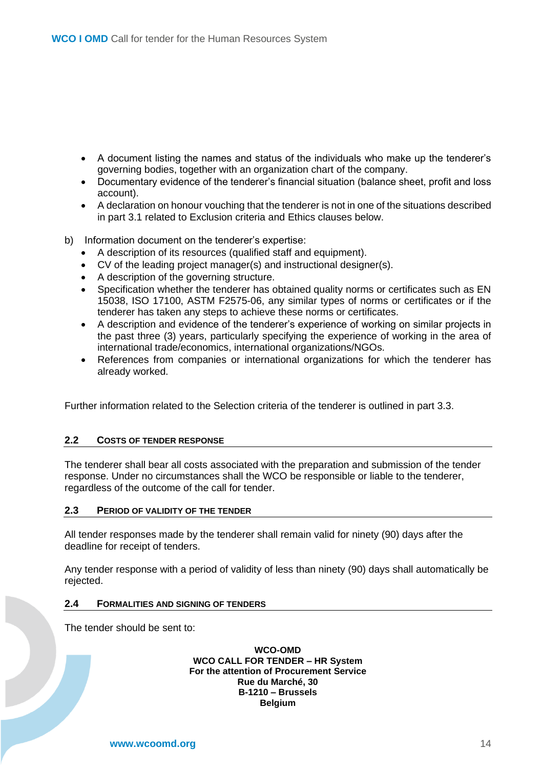- A document listing the names and status of the individuals who make up the tenderer's governing bodies, together with an organization chart of the company.
- Documentary evidence of the tenderer's financial situation (balance sheet, profit and loss account).
- A declaration on honour vouching that the tenderer is not in one of the situations described in part 3.1 related to Exclusion criteria and Ethics clauses below.

b) Information document on the tenderer's expertise:

- A description of its resources (qualified staff and equipment).
- CV of the leading project manager(s) and instructional designer(s).
- A description of the governing structure.
- Specification whether the tenderer has obtained quality norms or certificates such as EN 15038, ISO 17100, ASTM F2575-06, any similar types of norms or certificates or if the tenderer has taken any steps to achieve these norms or certificates.
- A description and evidence of the tenderer's experience of working on similar projects in the past three (3) years, particularly specifying the experience of working in the area of international trade/economics, international organizations/NGOs.
- References from companies or international organizations for which the tenderer has already worked.

Further information related to the Selection criteria of the tenderer is outlined in part 3.3.

## 2.2 Costs of tender response

The tenderer shall bear all costs associated with the preparation and submission of the tender response. Under no circumstances shall the WCO be responsible or liable to the tenderer, regardless of the outcome of the call for tender.

## 2.3 Period of validity of the tender

All tender responses made by the tenderer shall remain valid for ninety (90) days after the deadline for receipt of tenders.

Any tender response with a period of validity of less than ninety (90) days shall automatically be rejected.

## 2.4 Formalities and signing of tenders

The tender should be sent to:

**WCO-OMD**
**WCO CALL FOR TENDER – HR System**
**For the attention of Procurement Service**
**Rue du Marché, 30**
**B-1210 – Brussels**
**Belgium**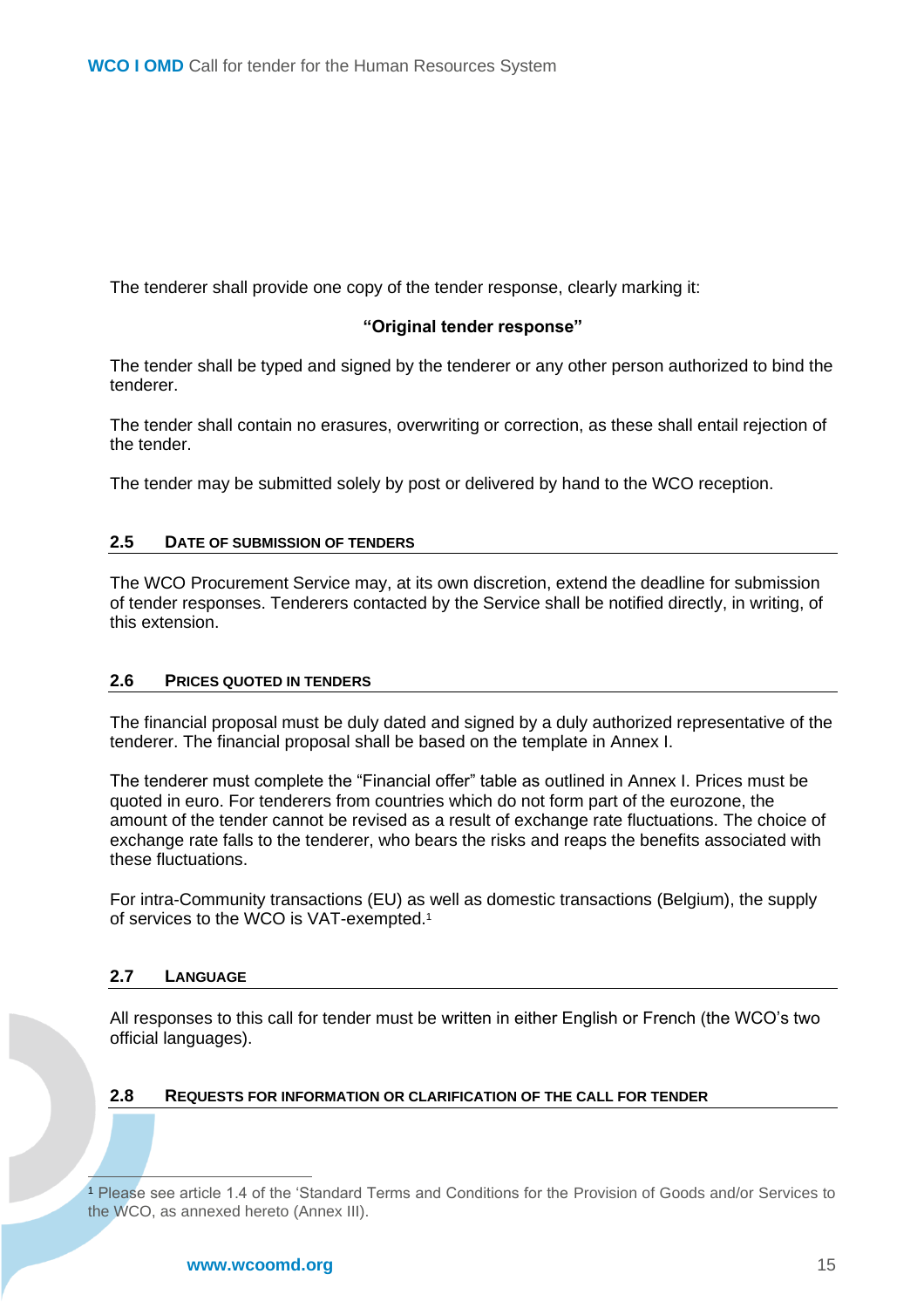The tenderer shall provide one copy of the tender response, clearly marking it:

**"Original tender response"**

The tender shall be typed and signed by the tenderer or any other person authorized to bind the tenderer.

The tender shall contain no erasures, overwriting or correction, as these shall entail rejection of the tender.

The tender may be submitted solely by post or delivered by hand to the WCO reception.

## 2.5 DATE OF SUBMISSION OF TENDERS

The WCO Procurement Service may, at its own discretion, extend the deadline for submission of tender responses. Tenderers contacted by the Service shall be notified directly, in writing, of this extension.

## 2.6 PRICES QUOTED IN TENDERS

The financial proposal must be duly dated and signed by a duly authorized representative of the tenderer. The financial proposal shall be based on the template in Annex I.

The tenderer must complete the "Financial offer" table as outlined in Annex I. Prices must be quoted in euro. For tenderers from countries which do not form part of the eurozone, the amount of the tender cannot be revised as a result of exchange rate fluctuations. The choice of exchange rate falls to the tenderer, who bears the risks and reaps the benefits associated with these fluctuations.

For intra-Community transactions (EU) as well as domestic transactions (Belgium), the supply of services to the WCO is VAT-exempted.[1]

## 2.7 LANGUAGE

All responses to this call for tender must be written in either English or French (the WCO's two official languages).

## 2.8 REQUESTS FOR INFORMATION OR CLARIFICATION OF THE CALL FOR TENDER

---

[1] Please see article 1.4 of the 'Standard Terms and Conditions for the Provision of Goods and/or Services to the WCO, as annexed hereto (Annex III).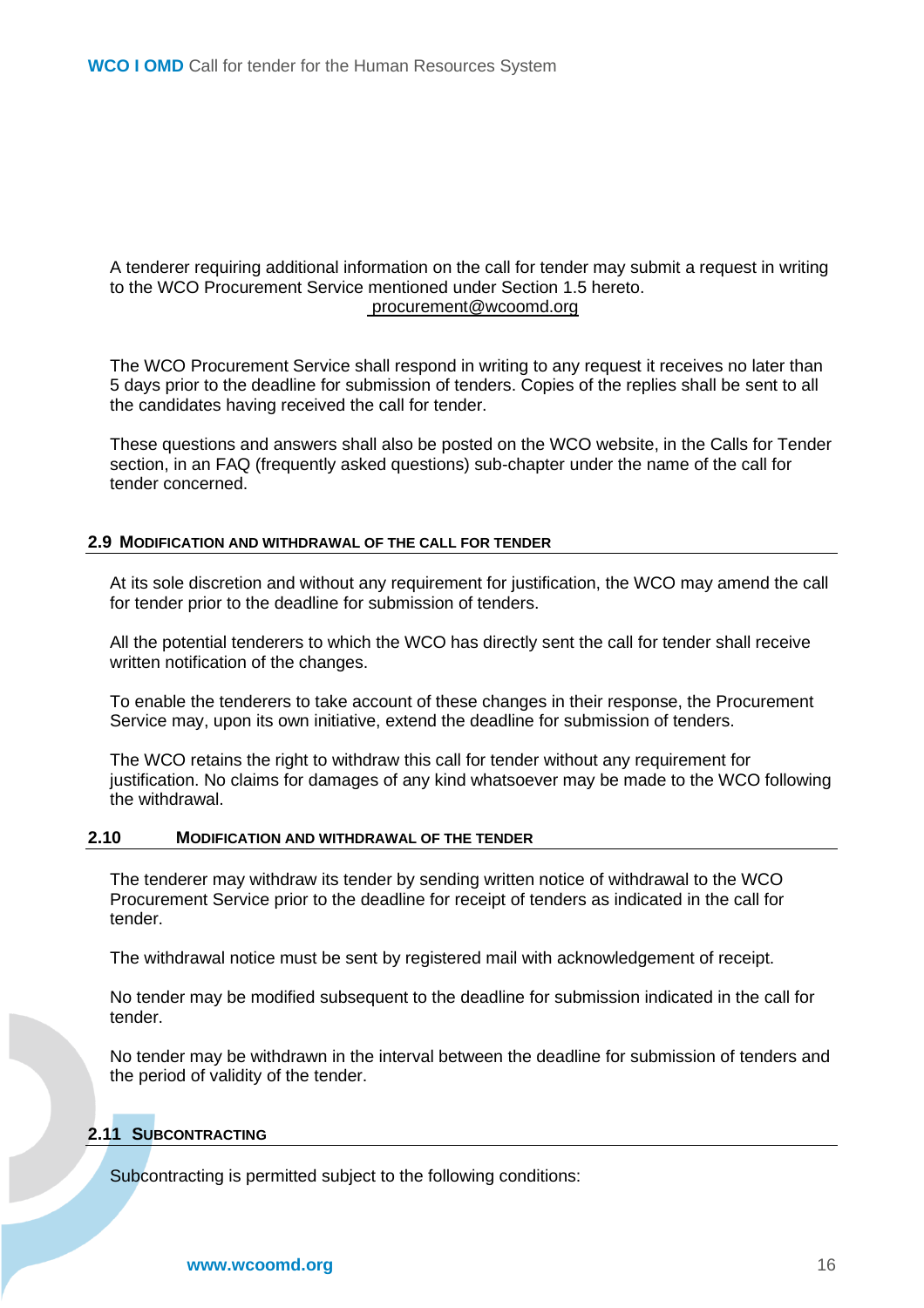A tenderer requiring additional information on the call for tender may submit a request in writing to the WCO Procurement Service mentioned under Section 1.5 hereto.
procurement@wcoomd.org

The WCO Procurement Service shall respond in writing to any request it receives no later than 5 days prior to the deadline for submission of tenders. Copies of the replies shall be sent to all the candidates having received the call for tender.

These questions and answers shall also be posted on the WCO website, in the Calls for Tender section, in an FAQ (frequently asked questions) sub-chapter under the name of the call for tender concerned.

## 2.9 Modification and withdrawal of the call for tender

At its sole discretion and without any requirement for justification, the WCO may amend the call for tender prior to the deadline for submission of tenders.

All the potential tenderers to which the WCO has directly sent the call for tender shall receive written notification of the changes.

To enable the tenderers to take account of these changes in their response, the Procurement Service may, upon its own initiative, extend the deadline for submission of tenders.

The WCO retains the right to withdraw this call for tender without any requirement for justification. No claims for damages of any kind whatsoever may be made to the WCO following the withdrawal.

## 2.10 Modification and withdrawal of the tender

The tenderer may withdraw its tender by sending written notice of withdrawal to the WCO Procurement Service prior to the deadline for receipt of tenders as indicated in the call for tender.

The withdrawal notice must be sent by registered mail with acknowledgement of receipt.

No tender may be modified subsequent to the deadline for submission indicated in the call for tender.

No tender may be withdrawn in the interval between the deadline for submission of tenders and the period of validity of the tender.

## 2.11 Subcontracting

Subcontracting is permitted subject to the following conditions: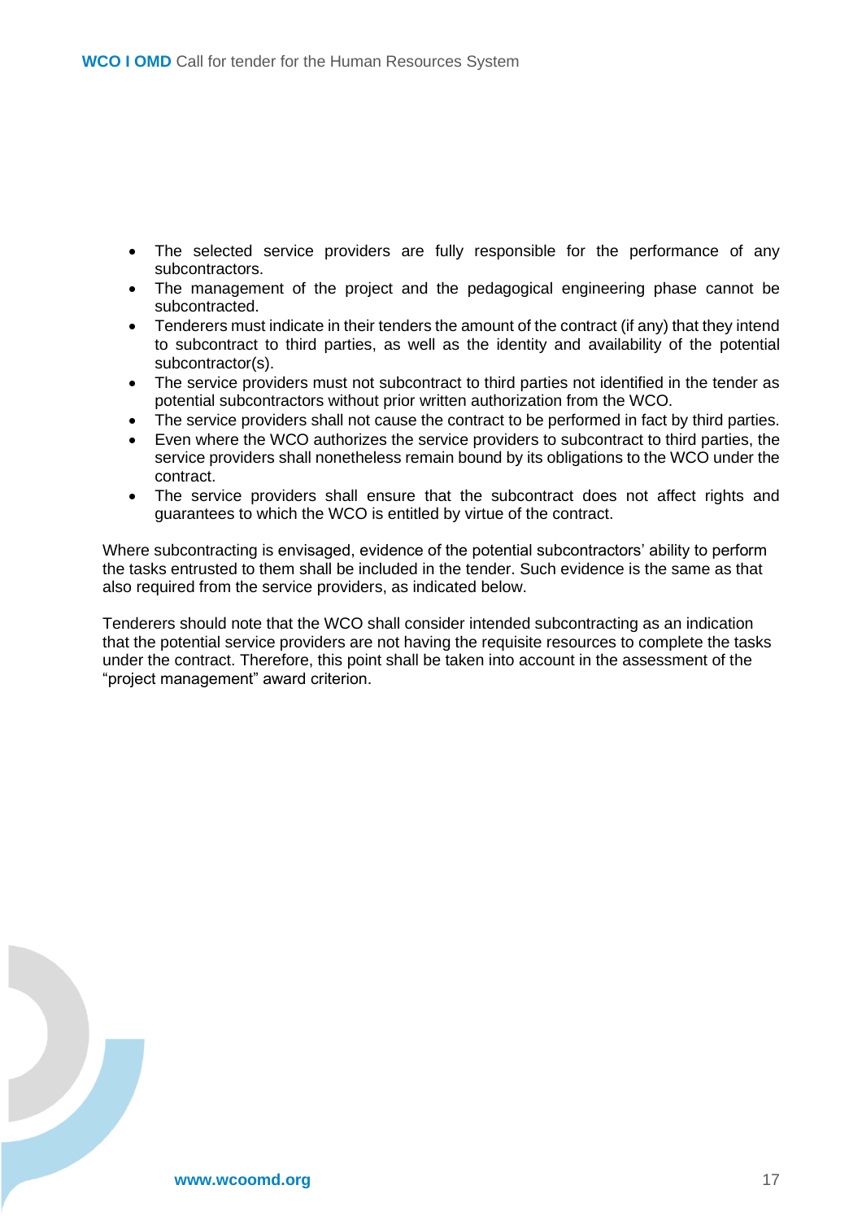- The selected service providers are fully responsible for the performance of any subcontractors.
- The management of the project and the pedagogical engineering phase cannot be subcontracted.
- Tenderers must indicate in their tenders the amount of the contract (if any) that they intend to subcontract to third parties, as well as the identity and availability of the potential subcontractor(s).
- The service providers must not subcontract to third parties not identified in the tender as potential subcontractors without prior written authorization from the WCO.
- The service providers shall not cause the contract to be performed in fact by third parties.
- Even where the WCO authorizes the service providers to subcontract to third parties, the service providers shall nonetheless remain bound by its obligations to the WCO under the contract.
- The service providers shall ensure that the subcontract does not affect rights and guarantees to which the WCO is entitled by virtue of the contract.

Where subcontracting is envisaged, evidence of the potential subcontractors' ability to perform the tasks entrusted to them shall be included in the tender. Such evidence is the same as that also required from the service providers, as indicated below.

Tenderers should note that the WCO shall consider intended subcontracting as an indication that the potential service providers are not having the requisite resources to complete the tasks under the contract. Therefore, this point shall be taken into account in the assessment of the "project management" award criterion.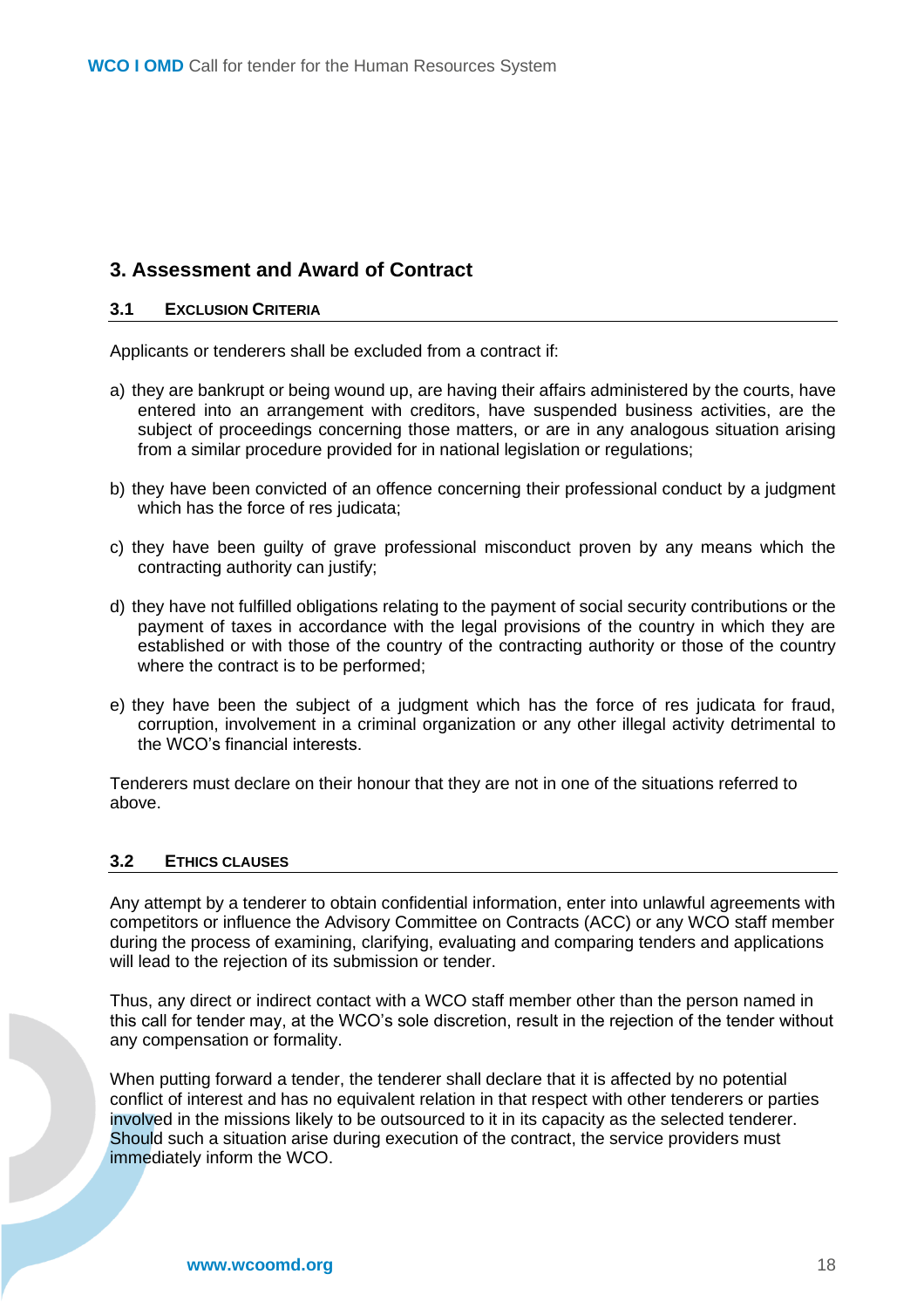## 3. Assessment and Award of Contract

### 3.1 Exclusion Criteria

Applicants or tenderers shall be excluded from a contract if:

a) they are bankrupt or being wound up, are having their affairs administered by the courts, have entered into an arrangement with creditors, have suspended business activities, are the subject of proceedings concerning those matters, or are in any analogous situation arising from a similar procedure provided for in national legislation or regulations;

b) they have been convicted of an offence concerning their professional conduct by a judgment which has the force of res judicata;

c) they have been guilty of grave professional misconduct proven by any means which the contracting authority can justify;

d) they have not fulfilled obligations relating to the payment of social security contributions or the payment of taxes in accordance with the legal provisions of the country in which they are established or with those of the country of the contracting authority or those of the country where the contract is to be performed;

e) they have been the subject of a judgment which has the force of res judicata for fraud, corruption, involvement in a criminal organization or any other illegal activity detrimental to the WCO's financial interests.

Tenderers must declare on their honour that they are not in one of the situations referred to above.

### 3.2 Ethics Clauses

Any attempt by a tenderer to obtain confidential information, enter into unlawful agreements with competitors or influence the Advisory Committee on Contracts (ACC) or any WCO staff member during the process of examining, clarifying, evaluating and comparing tenders and applications will lead to the rejection of its submission or tender.

Thus, any direct or indirect contact with a WCO staff member other than the person named in this call for tender may, at the WCO's sole discretion, result in the rejection of the tender without any compensation or formality.

When putting forward a tender, the tenderer shall declare that it is affected by no potential conflict of interest and has no equivalent relation in that respect with other tenderers or parties involved in the missions likely to be outsourced to it in its capacity as the selected tenderer. Should such a situation arise during execution of the contract, the service providers must immediately inform the WCO.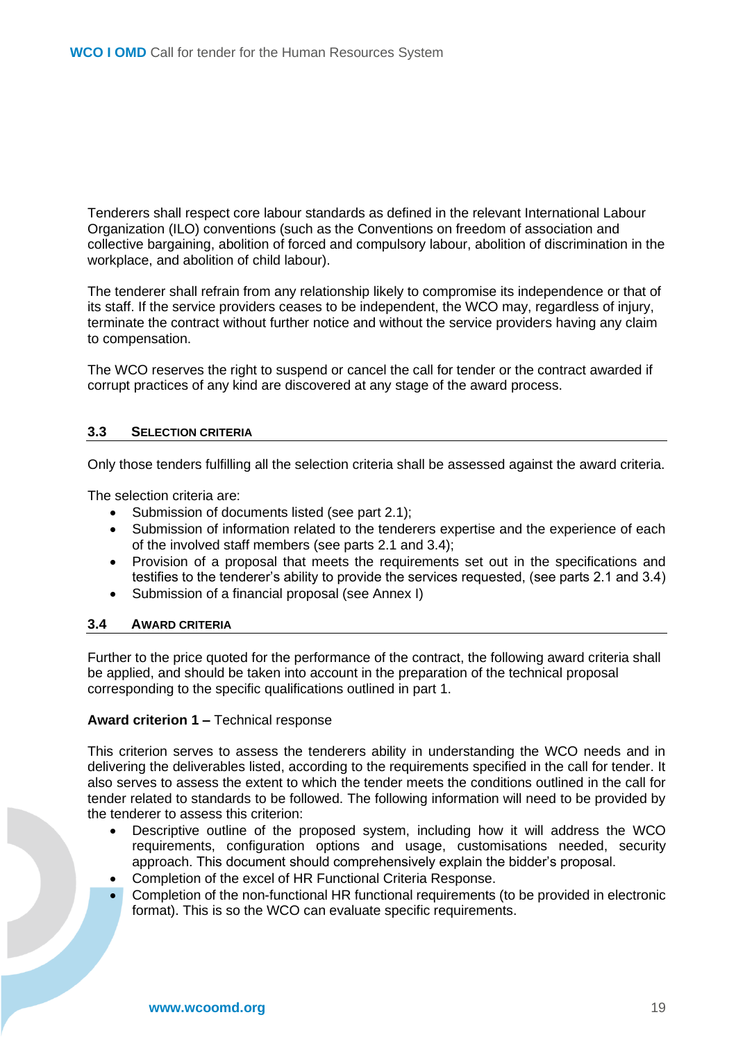Tenderers shall respect core labour standards as defined in the relevant International Labour Organization (ILO) conventions (such as the Conventions on freedom of association and collective bargaining, abolition of forced and compulsory labour, abolition of discrimination in the workplace, and abolition of child labour).

The tenderer shall refrain from any relationship likely to compromise its independence or that of its staff. If the service providers ceases to be independent, the WCO may, regardless of injury, terminate the contract without further notice and without the service providers having any claim to compensation.

The WCO reserves the right to suspend or cancel the call for tender or the contract awarded if corrupt practices of any kind are discovered at any stage of the award process.

### 3.3 Selection Criteria

Only those tenders fulfilling all the selection criteria shall be assessed against the award criteria.

The selection criteria are:

- Submission of documents listed (see part 2.1);
- Submission of information related to the tenderers expertise and the experience of each of the involved staff members (see parts 2.1 and 3.4);
- Provision of a proposal that meets the requirements set out in the specifications and testifies to the tenderer's ability to provide the services requested, (see parts 2.1 and 3.4)
- Submission of a financial proposal (see Annex I)

### 3.4 Award Criteria

Further to the price quoted for the performance of the contract, the following award criteria shall be applied, and should be taken into account in the preparation of the technical proposal corresponding to the specific qualifications outlined in part 1.

**Award criterion 1 –** Technical response

This criterion serves to assess the tenderers ability in understanding the WCO needs and in delivering the deliverables listed, according to the requirements specified in the call for tender. It also serves to assess the extent to which the tender meets the conditions outlined in the call for tender related to standards to be followed. The following information will need to be provided by the tenderer to assess this criterion:

- Descriptive outline of the proposed system, including how it will address the WCO requirements, configuration options and usage, customisations needed, security approach. This document should comprehensively explain the bidder's proposal.
- Completion of the excel of HR Functional Criteria Response.
- Completion of the non-functional HR functional requirements (to be provided in electronic format). This is so the WCO can evaluate specific requirements.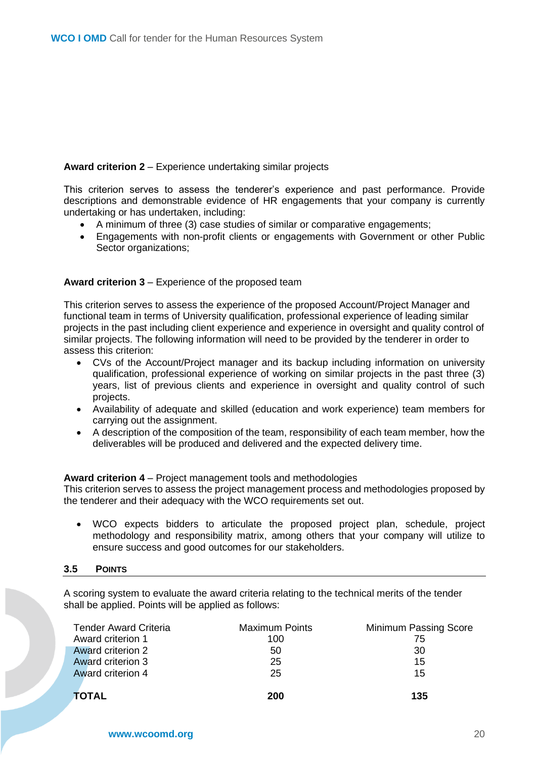**Award criterion 2** – Experience undertaking similar projects

This criterion serves to assess the tenderer's experience and past performance. Provide descriptions and demonstrable evidence of HR engagements that your company is currently undertaking or has undertaken, including:

- A minimum of three (3) case studies of similar or comparative engagements;
- Engagements with non-profit clients or engagements with Government or other Public Sector organizations;

**Award criterion 3** – Experience of the proposed team

This criterion serves to assess the experience of the proposed Account/Project Manager and functional team in terms of University qualification, professional experience of leading similar projects in the past including client experience and experience in oversight and quality control of similar projects. The following information will need to be provided by the tenderer in order to assess this criterion:

- CVs of the Account/Project manager and its backup including information on university qualification, professional experience of working on similar projects in the past three (3) years, list of previous clients and experience in oversight and quality control of such projects.
- Availability of adequate and skilled (education and work experience) team members for carrying out the assignment.
- A description of the composition of the team, responsibility of each team member, how the deliverables will be produced and delivered and the expected delivery time.

**Award criterion 4** – Project management tools and methodologies

This criterion serves to assess the project management process and methodologies proposed by the tenderer and their adequacy with the WCO requirements set out.

- WCO expects bidders to articulate the proposed project plan, schedule, project methodology and responsibility matrix, among others that your company will utilize to ensure success and good outcomes for our stakeholders.

## 3.5 Points

A scoring system to evaluate the award criteria relating to the technical merits of the tender shall be applied. Points will be applied as follows:

| Tender Award Criteria | Maximum Points | Minimum Passing Score |
|---|---|---|
| Award criterion 1 | 100 | 75 |
| Award criterion 2 | 50 | 30 |
| Award criterion 3 | 25 | 15 |
| Award criterion 4 | 25 | 15 |
| **TOTAL** | **200** | **135** |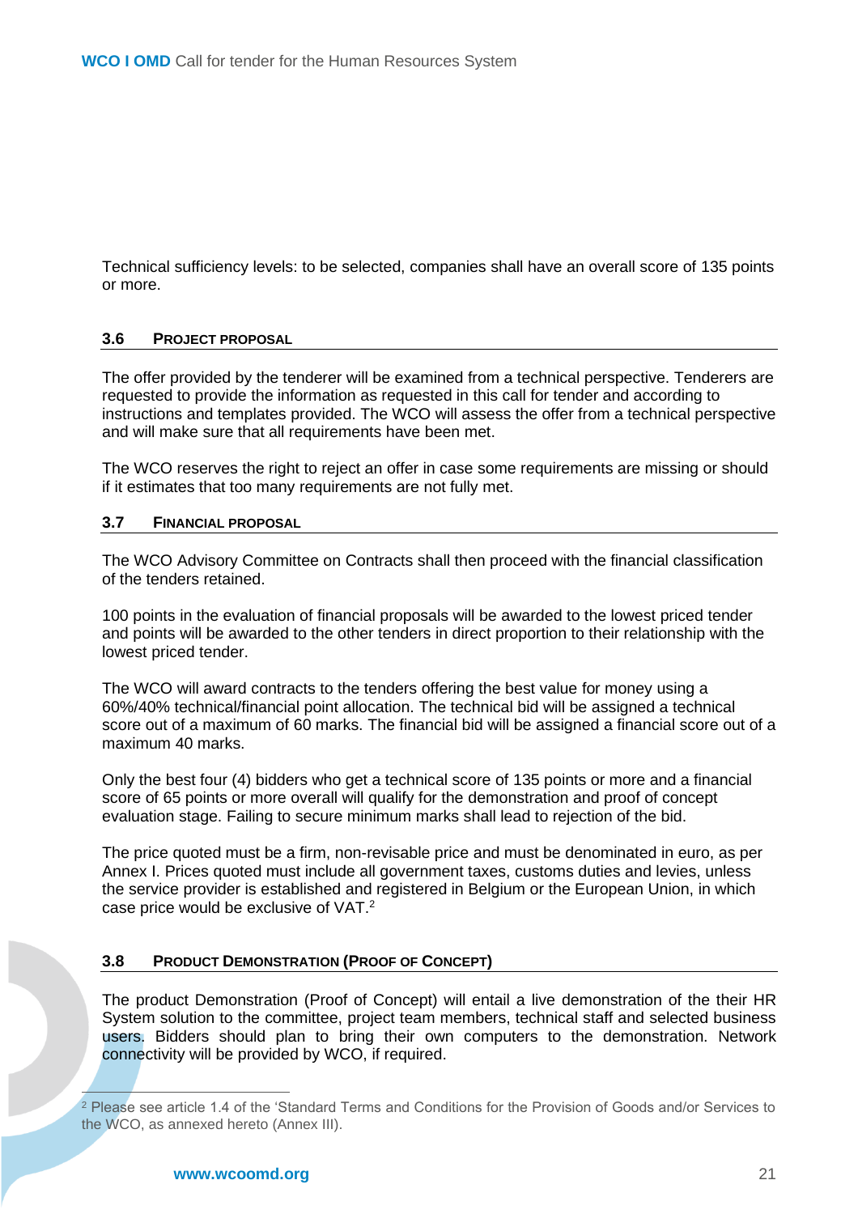Technical sufficiency levels: to be selected, companies shall have an overall score of 135 points or more.

### 3.6 PROJECT PROPOSAL

The offer provided by the tenderer will be examined from a technical perspective. Tenderers are requested to provide the information as requested in this call for tender and according to instructions and templates provided. The WCO will assess the offer from a technical perspective and will make sure that all requirements have been met.

The WCO reserves the right to reject an offer in case some requirements are missing or should if it estimates that too many requirements are not fully met.

### 3.7 FINANCIAL PROPOSAL

The WCO Advisory Committee on Contracts shall then proceed with the financial classification of the tenders retained.

100 points in the evaluation of financial proposals will be awarded to the lowest priced tender and points will be awarded to the other tenders in direct proportion to their relationship with the lowest priced tender.

The WCO will award contracts to the tenders offering the best value for money using a 60%/40% technical/financial point allocation. The technical bid will be assigned a technical score out of a maximum of 60 marks. The financial bid will be assigned a financial score out of a maximum 40 marks.

Only the best four (4) bidders who get a technical score of 135 points or more and a financial score of 65 points or more overall will qualify for the demonstration and proof of concept evaluation stage. Failing to secure minimum marks shall lead to rejection of the bid.

The price quoted must be a firm, non-revisable price and must be denominated in euro, as per Annex I. Prices quoted must include all government taxes, customs duties and levies, unless the service provider is established and registered in Belgium or the European Union, in which case price would be exclusive of VAT.[2]

### 3.8 PRODUCT DEMONSTRATION (PROOF OF CONCEPT)

The product Demonstration (Proof of Concept) will entail a live demonstration of the their HR System solution to the committee, project team members, technical staff and selected business users. Bidders should plan to bring their own computers to the demonstration. Network connectivity will be provided by WCO, if required.

---

[2] Please see article 1.4 of the 'Standard Terms and Conditions for the Provision of Goods and/or Services to the WCO, as annexed hereto (Annex III).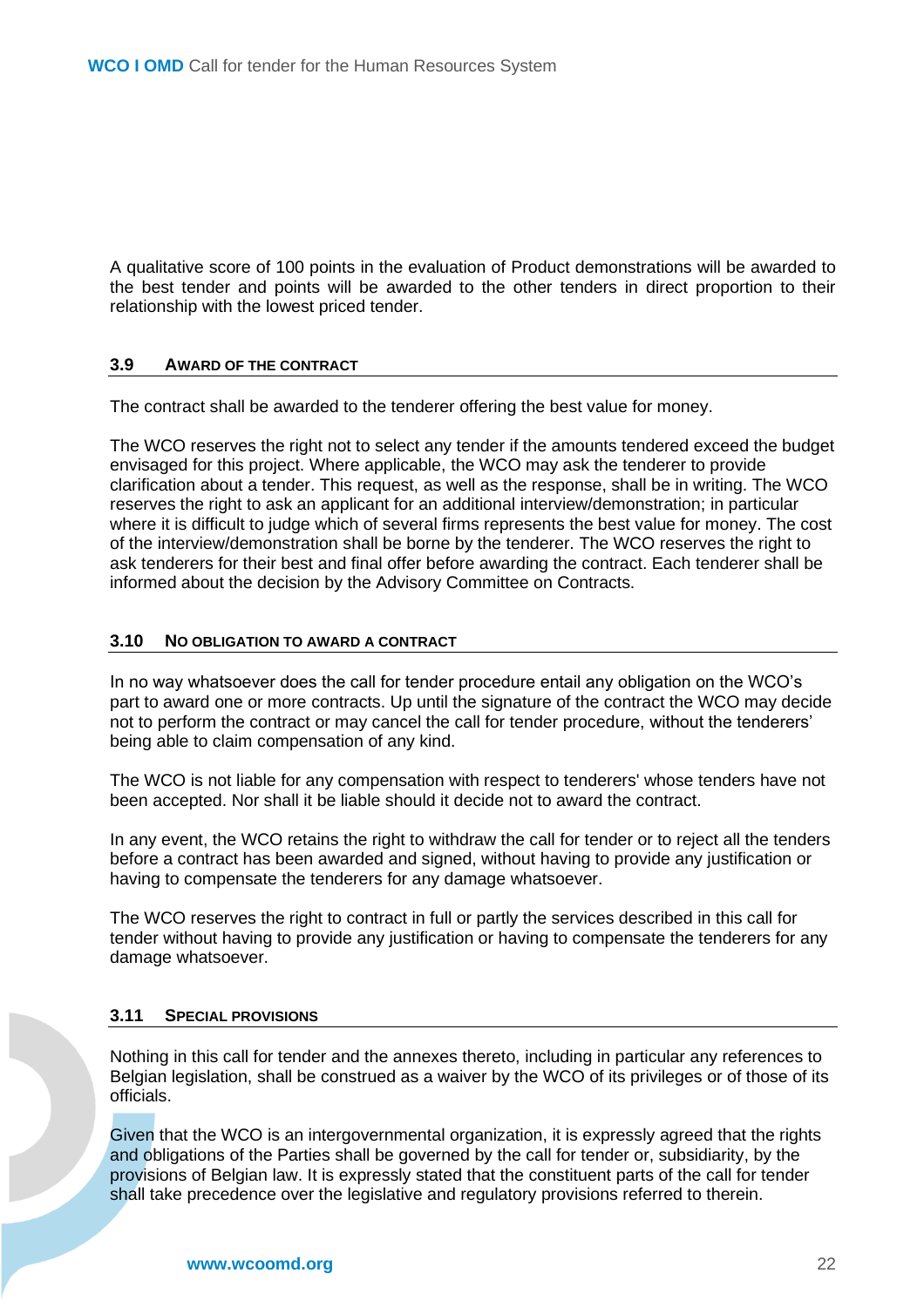A qualitative score of 100 points in the evaluation of Product demonstrations will be awarded to the best tender and points will be awarded to the other tenders in direct proportion to their relationship with the lowest priced tender.

### 3.9 AWARD OF THE CONTRACT

The contract shall be awarded to the tenderer offering the best value for money.

The WCO reserves the right not to select any tender if the amounts tendered exceed the budget envisaged for this project. Where applicable, the WCO may ask the tenderer to provide clarification about a tender. This request, as well as the response, shall be in writing. The WCO reserves the right to ask an applicant for an additional interview/demonstration; in particular where it is difficult to judge which of several firms represents the best value for money. The cost of the interview/demonstration shall be borne by the tenderer. The WCO reserves the right to ask tenderers for their best and final offer before awarding the contract. Each tenderer shall be informed about the decision by the Advisory Committee on Contracts.

### 3.10 NO OBLIGATION TO AWARD A CONTRACT

In no way whatsoever does the call for tender procedure entail any obligation on the WCO's part to award one or more contracts. Up until the signature of the contract the WCO may decide not to perform the contract or may cancel the call for tender procedure, without the tenderers' being able to claim compensation of any kind.

The WCO is not liable for any compensation with respect to tenderers' whose tenders have not been accepted. Nor shall it be liable should it decide not to award the contract.

In any event, the WCO retains the right to withdraw the call for tender or to reject all the tenders before a contract has been awarded and signed, without having to provide any justification or having to compensate the tenderers for any damage whatsoever.

The WCO reserves the right to contract in full or partly the services described in this call for tender without having to provide any justification or having to compensate the tenderers for any damage whatsoever.

### 3.11 SPECIAL PROVISIONS

Nothing in this call for tender and the annexes thereto, including in particular any references to Belgian legislation, shall be construed as a waiver by the WCO of its privileges or of those of its officials.

Given that the WCO is an intergovernmental organization, it is expressly agreed that the rights and obligations of the Parties shall be governed by the call for tender or, subsidiarity, by the provisions of Belgian law. It is expressly stated that the constituent parts of the call for tender shall take precedence over the legislative and regulatory provisions referred to therein.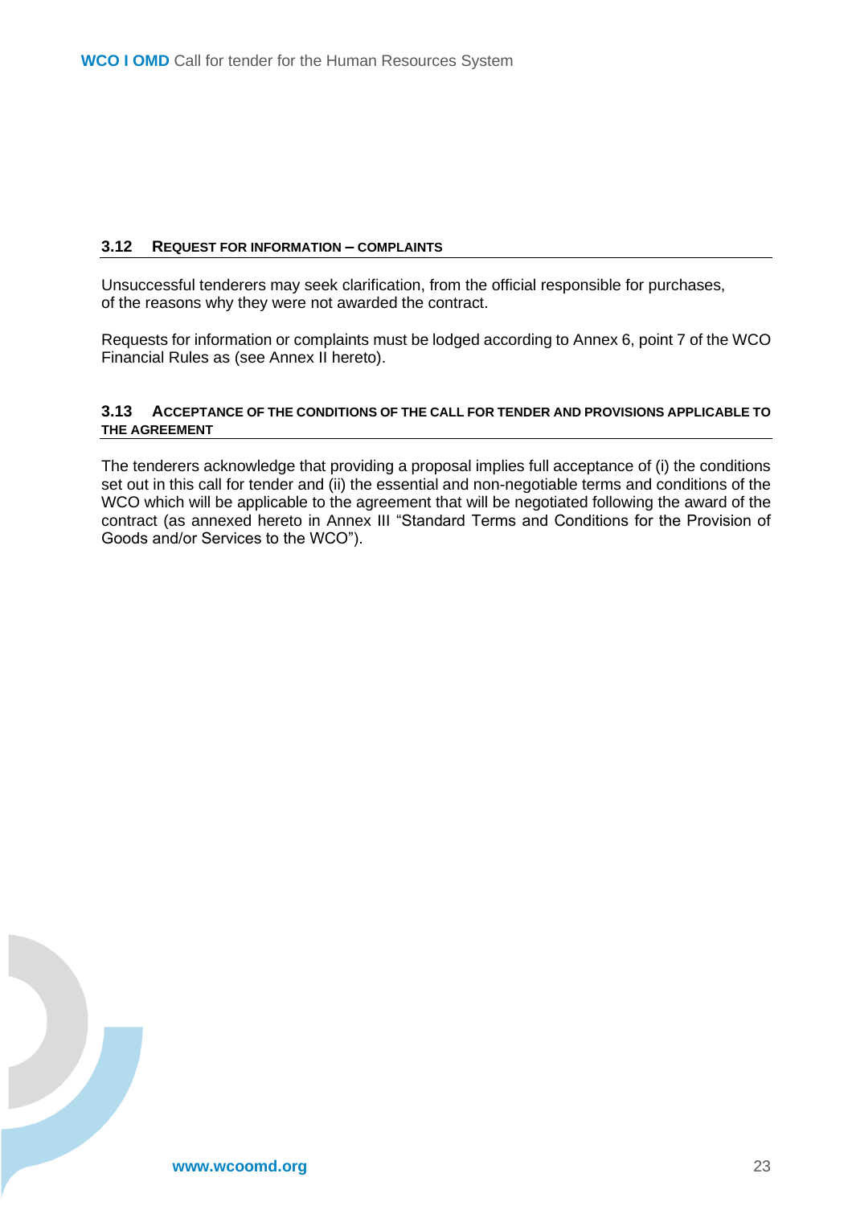### 3.12 Request for information – complaints

Unsuccessful tenderers may seek clarification, from the official responsible for purchases, of the reasons why they were not awarded the contract.

Requests for information or complaints must be lodged according to Annex 6, point 7 of the WCO Financial Rules as (see Annex II hereto).

### 3.13 Acceptance of the conditions of the call for tender and provisions applicable to the agreement

The tenderers acknowledge that providing a proposal implies full acceptance of (i) the conditions set out in this call for tender and (ii) the essential and non-negotiable terms and conditions of the WCO which will be applicable to the agreement that will be negotiated following the award of the contract (as annexed hereto in Annex III "Standard Terms and Conditions for the Provision of Goods and/or Services to the WCO").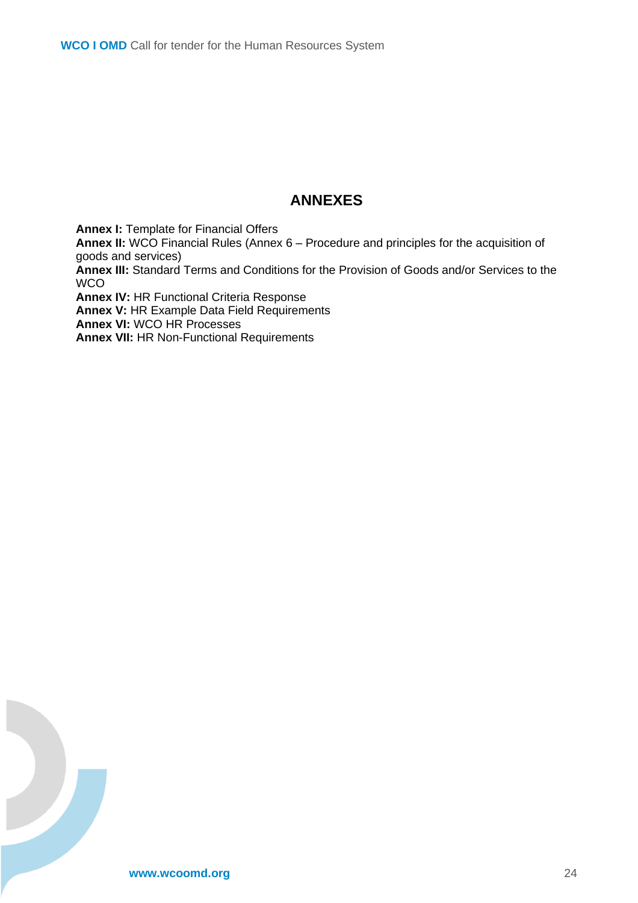## ANNEXES

**Annex I:** Template for Financial Offers
**Annex II:** WCO Financial Rules (Annex 6 – Procedure and principles for the acquisition of goods and services)
**Annex III:** Standard Terms and Conditions for the Provision of Goods and/or Services to the WCO
**Annex IV:** HR Functional Criteria Response
**Annex V:** HR Example Data Field Requirements
**Annex VI:** WCO HR Processes
**Annex VII:** HR Non-Functional Requirements